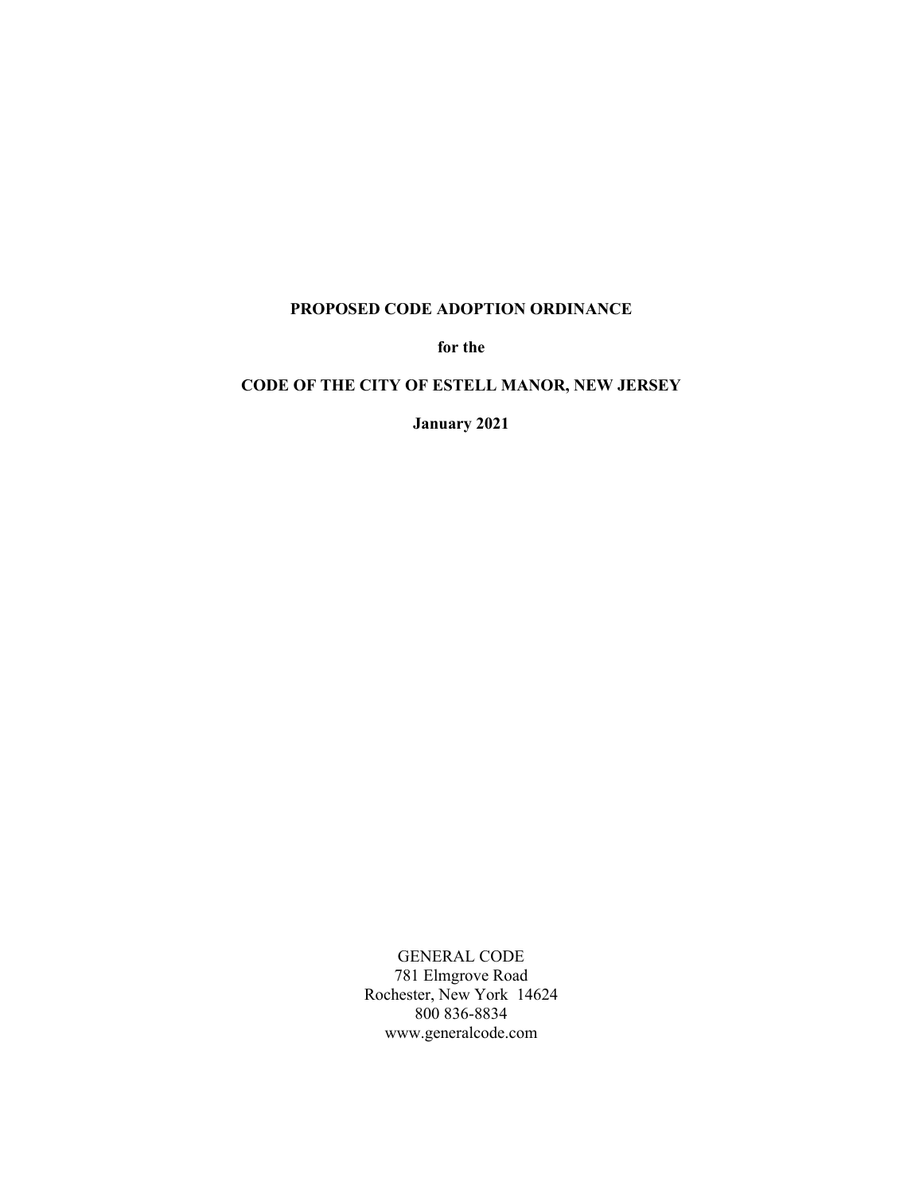**PROPOSED CODE ADOPTION ORDINANCE**

**for the**

**CODE OF THE CITY OF ESTELL MANOR, NEW JERSEY**

**January 2021**

GENERAL CODE
781 Elmgrove Road
Rochester, New York 14624
800 836-8834
www.generalcode.com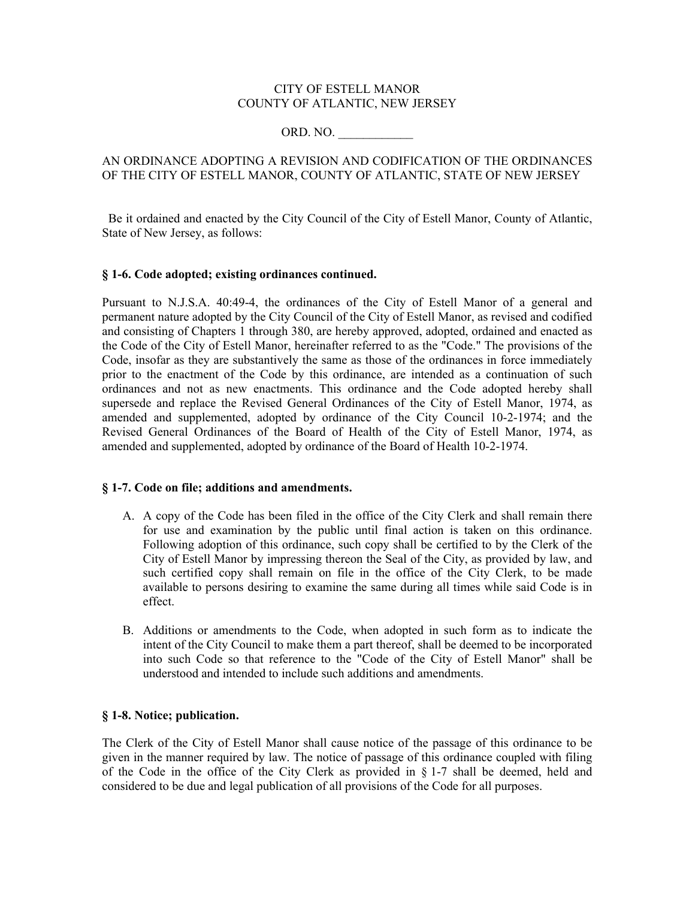CITY OF ESTELL MANOR
COUNTY OF ATLANTIC, NEW JERSEY

ORD. NO. ____________

AN ORDINANCE ADOPTING A REVISION AND CODIFICATION OF THE ORDINANCES OF THE CITY OF ESTELL MANOR, COUNTY OF ATLANTIC, STATE OF NEW JERSEY

Be it ordained and enacted by the City Council of the City of Estell Manor, County of Atlantic, State of New Jersey, as follows:

**§ 1-6. Code adopted; existing ordinances continued.**

Pursuant to N.J.S.A. 40:49-4, the ordinances of the City of Estell Manor of a general and permanent nature adopted by the City Council of the City of Estell Manor, as revised and codified and consisting of Chapters 1 through 380, are hereby approved, adopted, ordained and enacted as the Code of the City of Estell Manor, hereinafter referred to as the "Code." The provisions of the Code, insofar as they are substantively the same as those of the ordinances in force immediately prior to the enactment of the Code by this ordinance, are intended as a continuation of such ordinances and not as new enactments. This ordinance and the Code adopted hereby shall supersede and replace the Revised General Ordinances of the City of Estell Manor, 1974, as amended and supplemented, adopted by ordinance of the City Council 10-2-1974; and the Revised General Ordinances of the Board of Health of the City of Estell Manor, 1974, as amended and supplemented, adopted by ordinance of the Board of Health 10-2-1974.

**§ 1-7. Code on file; additions and amendments.**

A. A copy of the Code has been filed in the office of the City Clerk and shall remain there for use and examination by the public until final action is taken on this ordinance. Following adoption of this ordinance, such copy shall be certified to by the Clerk of the City of Estell Manor by impressing thereon the Seal of the City, as provided by law, and such certified copy shall remain on file in the office of the City Clerk, to be made available to persons desiring to examine the same during all times while said Code is in effect.

B. Additions or amendments to the Code, when adopted in such form as to indicate the intent of the City Council to make them a part thereof, shall be deemed to be incorporated into such Code so that reference to the "Code of the City of Estell Manor" shall be understood and intended to include such additions and amendments.

**§ 1-8. Notice; publication.**

The Clerk of the City of Estell Manor shall cause notice of the passage of this ordinance to be given in the manner required by law. The notice of passage of this ordinance coupled with filing of the Code in the office of the City Clerk as provided in § 1-7 shall be deemed, held and considered to be due and legal publication of all provisions of the Code for all purposes.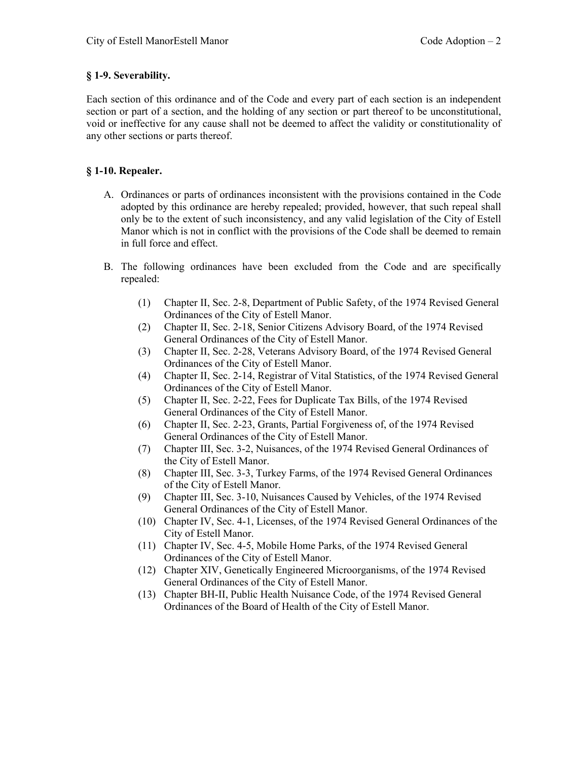### § 1-9. Severability.

Each section of this ordinance and of the Code and every part of each section is an independent section or part of a section, and the holding of any section or part thereof to be unconstitutional, void or ineffective for any cause shall not be deemed to affect the validity or constitutionality of any other sections or parts thereof.

### § 1-10. Repealer.

A. Ordinances or parts of ordinances inconsistent with the provisions contained in the Code adopted by this ordinance are hereby repealed; provided, however, that such repeal shall only be to the extent of such inconsistency, and any valid legislation of the City of Estell Manor which is not in conflict with the provisions of the Code shall be deemed to remain in full force and effect.

B. The following ordinances have been excluded from the Code and are specifically repealed:

   (1) Chapter II, Sec. 2-8, Department of Public Safety, of the 1974 Revised General Ordinances of the City of Estell Manor.
   (2) Chapter II, Sec. 2-18, Senior Citizens Advisory Board, of the 1974 Revised General Ordinances of the City of Estell Manor.
   (3) Chapter II, Sec. 2-28, Veterans Advisory Board, of the 1974 Revised General Ordinances of the City of Estell Manor.
   (4) Chapter II, Sec. 2-14, Registrar of Vital Statistics, of the 1974 Revised General Ordinances of the City of Estell Manor.
   (5) Chapter II, Sec. 2-22, Fees for Duplicate Tax Bills, of the 1974 Revised General Ordinances of the City of Estell Manor.
   (6) Chapter II, Sec. 2-23, Grants, Partial Forgiveness of, of the 1974 Revised General Ordinances of the City of Estell Manor.
   (7) Chapter III, Sec. 3-2, Nuisances, of the 1974 Revised General Ordinances of the City of Estell Manor.
   (8) Chapter III, Sec. 3-3, Turkey Farms, of the 1974 Revised General Ordinances of the City of Estell Manor.
   (9) Chapter III, Sec. 3-10, Nuisances Caused by Vehicles, of the 1974 Revised General Ordinances of the City of Estell Manor.
   (10) Chapter IV, Sec. 4-1, Licenses, of the 1974 Revised General Ordinances of the City of Estell Manor.
   (11) Chapter IV, Sec. 4-5, Mobile Home Parks, of the 1974 Revised General Ordinances of the City of Estell Manor.
   (12) Chapter XIV, Genetically Engineered Microorganisms, of the 1974 Revised General Ordinances of the City of Estell Manor.
   (13) Chapter BH-II, Public Health Nuisance Code, of the 1974 Revised General Ordinances of the Board of Health of the City of Estell Manor.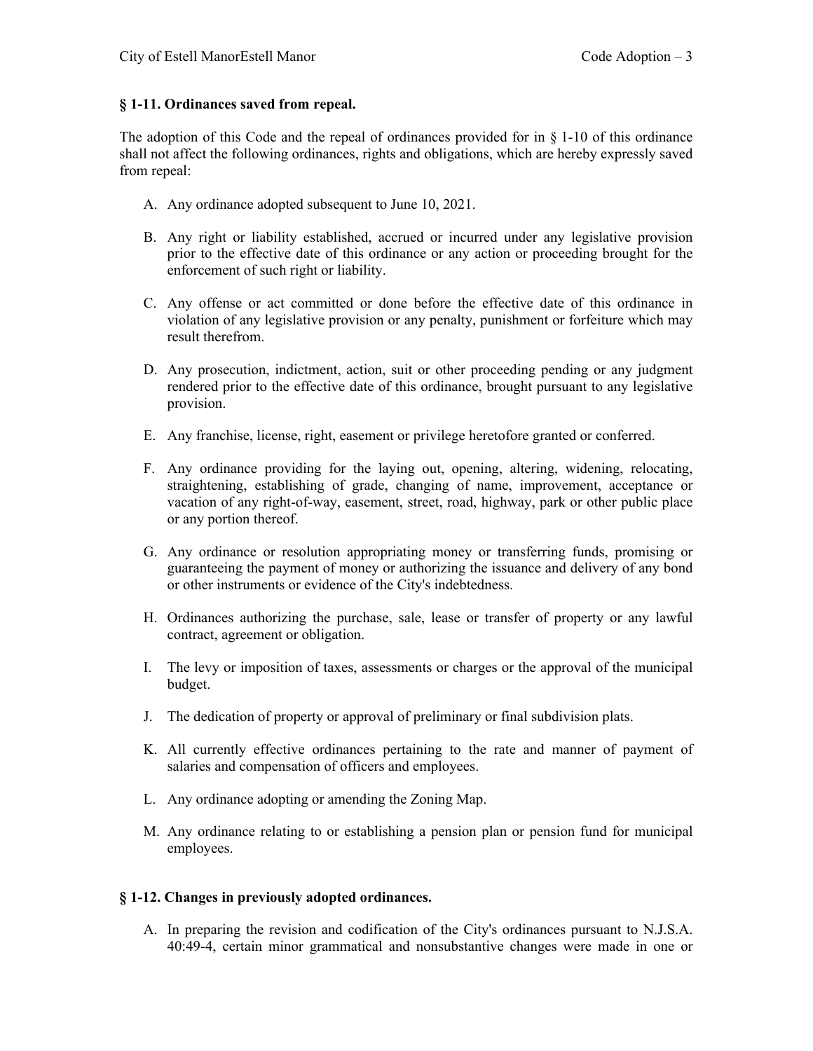### § 1-11. Ordinances saved from repeal.

The adoption of this Code and the repeal of ordinances provided for in § 1-10 of this ordinance shall not affect the following ordinances, rights and obligations, which are hereby expressly saved from repeal:

A. Any ordinance adopted subsequent to June 10, 2021.

B. Any right or liability established, accrued or incurred under any legislative provision prior to the effective date of this ordinance or any action or proceeding brought for the enforcement of such right or liability.

C. Any offense or act committed or done before the effective date of this ordinance in violation of any legislative provision or any penalty, punishment or forfeiture which may result therefrom.

D. Any prosecution, indictment, action, suit or other proceeding pending or any judgment rendered prior to the effective date of this ordinance, brought pursuant to any legislative provision.

E. Any franchise, license, right, easement or privilege heretofore granted or conferred.

F. Any ordinance providing for the laying out, opening, altering, widening, relocating, straightening, establishing of grade, changing of name, improvement, acceptance or vacation of any right-of-way, easement, street, road, highway, park or other public place or any portion thereof.

G. Any ordinance or resolution appropriating money or transferring funds, promising or guaranteeing the payment of money or authorizing the issuance and delivery of any bond or other instruments or evidence of the City's indebtedness.

H. Ordinances authorizing the purchase, sale, lease or transfer of property or any lawful contract, agreement or obligation.

I. The levy or imposition of taxes, assessments or charges or the approval of the municipal budget.

J. The dedication of property or approval of preliminary or final subdivision plats.

K. All currently effective ordinances pertaining to the rate and manner of payment of salaries and compensation of officers and employees.

L. Any ordinance adopting or amending the Zoning Map.

M. Any ordinance relating to or establishing a pension plan or pension fund for municipal employees.

### § 1-12. Changes in previously adopted ordinances.

A. In preparing the revision and codification of the City's ordinances pursuant to N.J.S.A. 40:49-4, certain minor grammatical and nonsubstantive changes were made in one or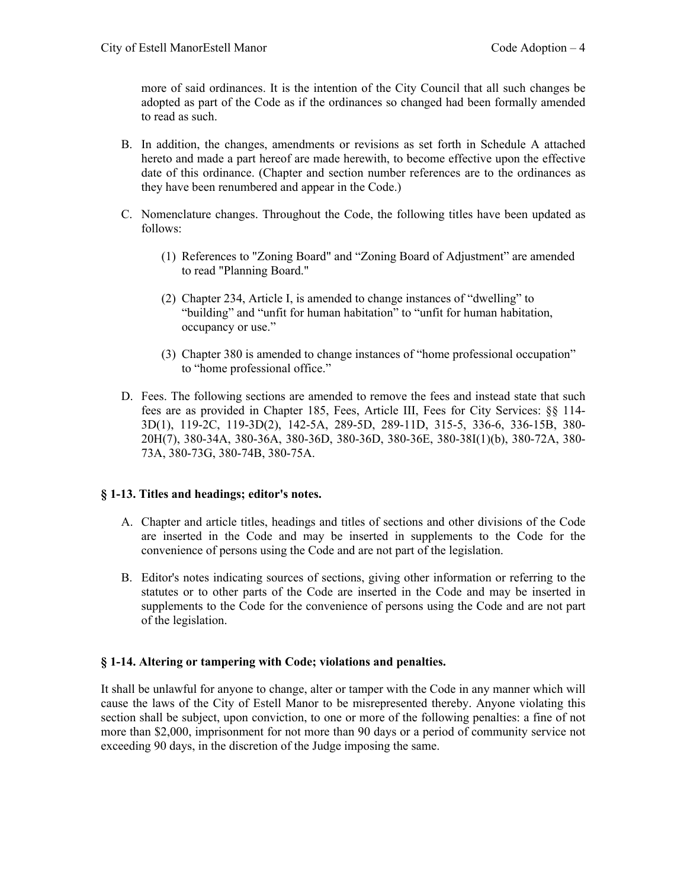more of said ordinances. It is the intention of the City Council that all such changes be adopted as part of the Code as if the ordinances so changed had been formally amended to read as such.

B. In addition, the changes, amendments or revisions as set forth in Schedule A attached hereto and made a part hereof are made herewith, to become effective upon the effective date of this ordinance. (Chapter and section number references are to the ordinances as they have been renumbered and appear in the Code.)

C. Nomenclature changes. Throughout the Code, the following titles have been updated as follows:

   (1) References to "Zoning Board" and "Zoning Board of Adjustment" are amended to read "Planning Board."

   (2) Chapter 234, Article I, is amended to change instances of "dwelling" to "building" and "unfit for human habitation" to "unfit for human habitation, occupancy or use."

   (3) Chapter 380 is amended to change instances of "home professional occupation" to "home professional office."

D. Fees. The following sections are amended to remove the fees and instead state that such fees are as provided in Chapter 185, Fees, Article III, Fees for City Services: §§ 114-3D(1), 119-2C, 119-3D(2), 142-5A, 289-5D, 289-11D, 315-5, 336-6, 336-15B, 380-20H(7), 380-34A, 380-36A, 380-36D, 380-36D, 380-36E, 380-38I(1)(b), 380-72A, 380-73A, 380-73G, 380-74B, 380-75A.

### § 1-13. Titles and headings; editor's notes.

A. Chapter and article titles, headings and titles of sections and other divisions of the Code are inserted in the Code and may be inserted in supplements to the Code for the convenience of persons using the Code and are not part of the legislation.

B. Editor's notes indicating sources of sections, giving other information or referring to the statutes or to other parts of the Code are inserted in the Code and may be inserted in supplements to the Code for the convenience of persons using the Code and are not part of the legislation.

### § 1-14. Altering or tampering with Code; violations and penalties.

It shall be unlawful for anyone to change, alter or tamper with the Code in any manner which will cause the laws of the City of Estell Manor to be misrepresented thereby. Anyone violating this section shall be subject, upon conviction, to one or more of the following penalties: a fine of not more than $2,000, imprisonment for not more than 90 days or a period of community service not exceeding 90 days, in the discretion of the Judge imposing the same.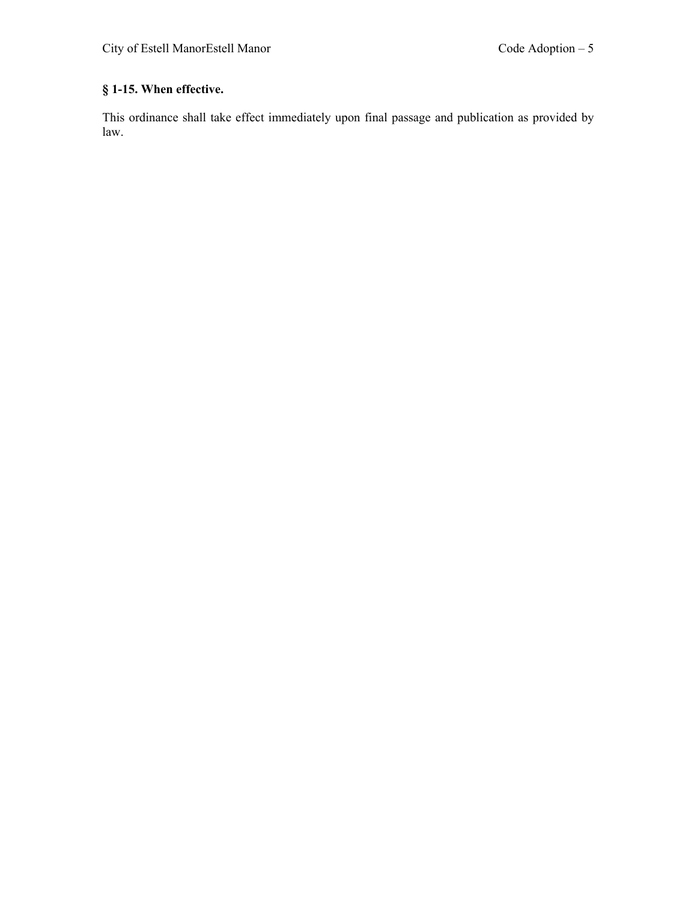### § 1-15. When effective.

This ordinance shall take effect immediately upon final passage and publication as provided by law.